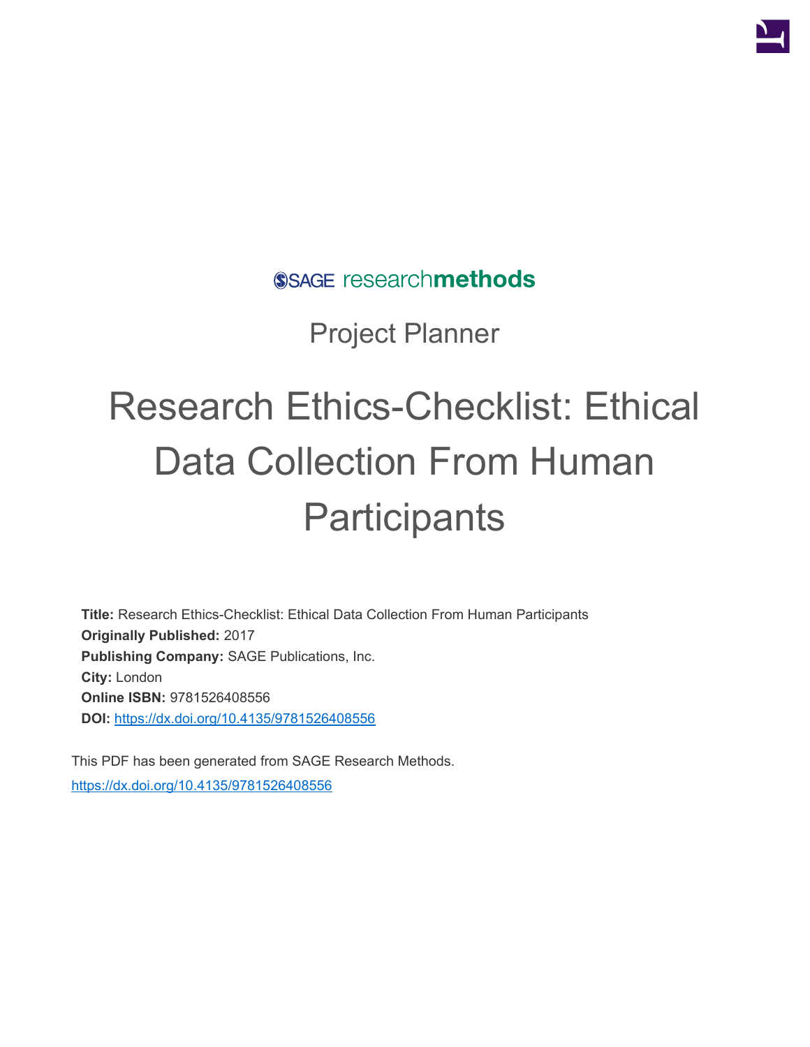SAGE researchmethods

Project Planner

# Research Ethics-Checklist: Ethical Data Collection From Human Participants

**Title:** Research Ethics-Checklist: Ethical Data Collection From Human Participants
**Originally Published:** 2017
**Publishing Company:** SAGE Publications, Inc.
**City:** London
**Online ISBN:** 9781526408556
**DOI:** https://dx.doi.org/10.4135/9781526408556

This PDF has been generated from SAGE Research Methods.
https://dx.doi.org/10.4135/9781526408556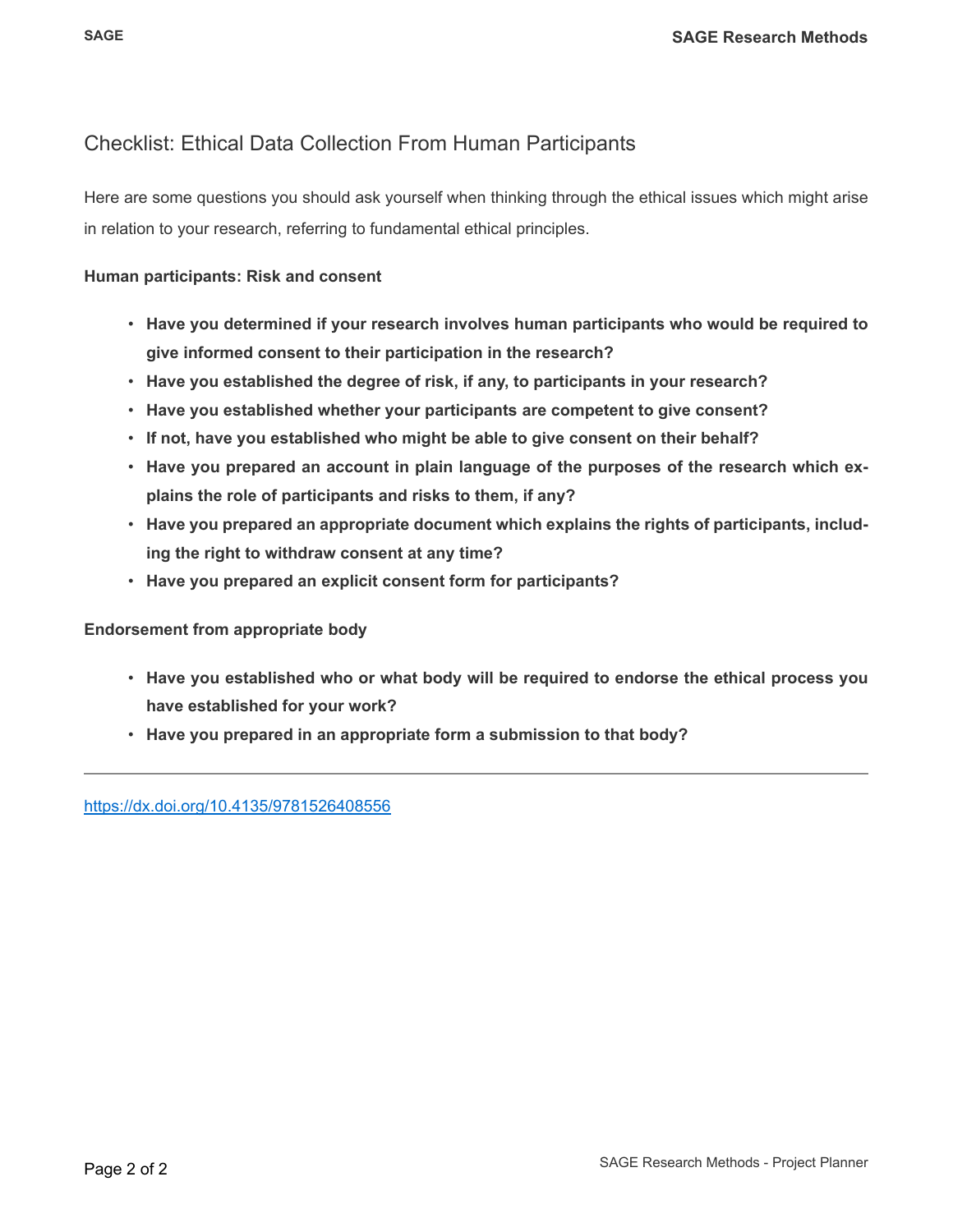# Checklist: Ethical Data Collection From Human Participants

Here are some questions you should ask yourself when thinking through the ethical issues which might arise in relation to your research, referring to fundamental ethical principles.

**Human participants: Risk and consent**

- **Have you determined if your research involves human participants who would be required to give informed consent to their participation in the research?**
- **Have you established the degree of risk, if any, to participants in your research?**
- **Have you established whether your participants are competent to give consent?**
- **If not, have you established who might be able to give consent on their behalf?**
- **Have you prepared an account in plain language of the purposes of the research which explains the role of participants and risks to them, if any?**
- **Have you prepared an appropriate document which explains the rights of participants, including the right to withdraw consent at any time?**
- **Have you prepared an explicit consent form for participants?**

**Endorsement from appropriate body**

- **Have you established who or what body will be required to endorse the ethical process you have established for your work?**
- **Have you prepared in an appropriate form a submission to that body?**

---

https://dx.doi.org/10.4135/9781526408556